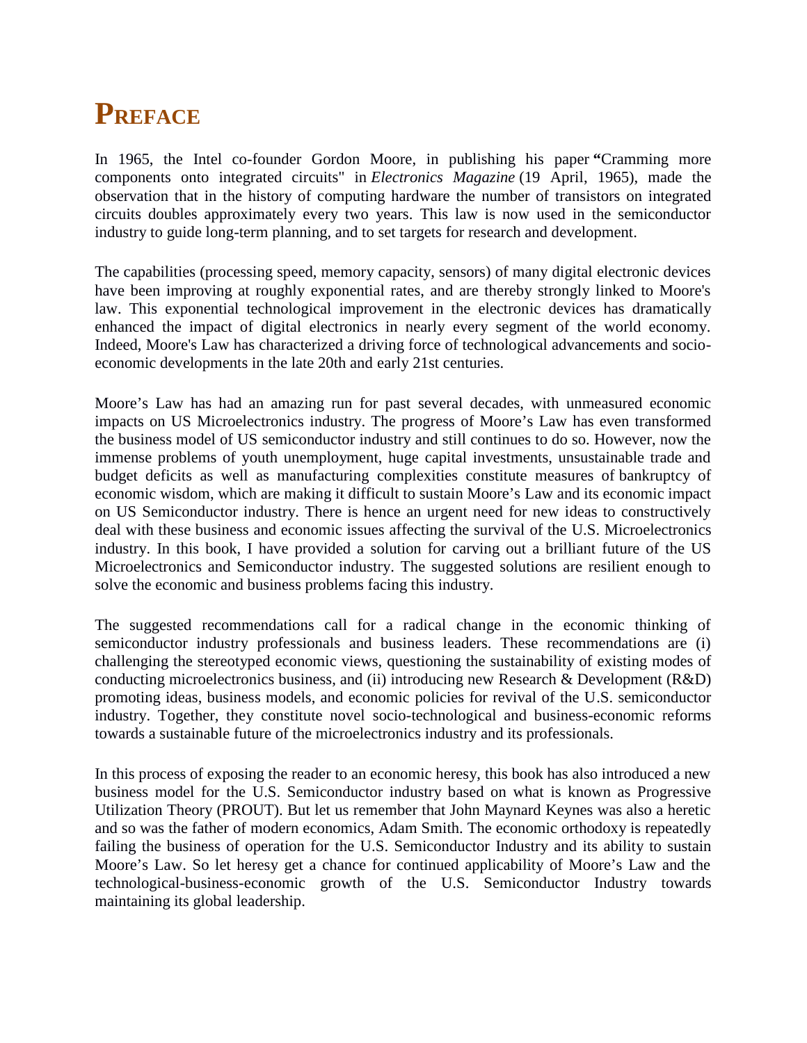# PREFACE

In 1965, the Intel co-founder Gordon Moore, in publishing his paper "Cramming more components onto integrated circuits" in *Electronics Magazine* (19 April, 1965), made the observation that in the history of computing hardware the number of transistors on integrated circuits doubles approximately every two years. This law is now used in the semiconductor industry to guide long-term planning, and to set targets for research and development.

The capabilities (processing speed, memory capacity, sensors) of many digital electronic devices have been improving at roughly exponential rates, and are thereby strongly linked to Moore's law. This exponential technological improvement in the electronic devices has dramatically enhanced the impact of digital electronics in nearly every segment of the world economy. Indeed, Moore's Law has characterized a driving force of technological advancements and socio-economic developments in the late 20th and early 21st centuries.

Moore's Law has had an amazing run for past several decades, with unmeasured economic impacts on US Microelectronics industry. The progress of Moore's Law has even transformed the business model of US semiconductor industry and still continues to do so. However, now the immense problems of youth unemployment, huge capital investments, unsustainable trade and budget deficits as well as manufacturing complexities constitute measures of bankruptcy of economic wisdom, which are making it difficult to sustain Moore's Law and its economic impact on US Semiconductor industry. There is hence an urgent need for new ideas to constructively deal with these business and economic issues affecting the survival of the U.S. Microelectronics industry. In this book, I have provided a solution for carving out a brilliant future of the US Microelectronics and Semiconductor industry. The suggested solutions are resilient enough to solve the economic and business problems facing this industry.

The suggested recommendations call for a radical change in the economic thinking of semiconductor industry professionals and business leaders. These recommendations are (i) challenging the stereotyped economic views, questioning the sustainability of existing modes of conducting microelectronics business, and (ii) introducing new Research & Development (R&D) promoting ideas, business models, and economic policies for revival of the U.S. semiconductor industry. Together, they constitute novel socio-technological and business-economic reforms towards a sustainable future of the microelectronics industry and its professionals.

In this process of exposing the reader to an economic heresy, this book has also introduced a new business model for the U.S. Semiconductor industry based on what is known as Progressive Utilization Theory (PROUT). But let us remember that John Maynard Keynes was also a heretic and so was the father of modern economics, Adam Smith. The economic orthodoxy is repeatedly failing the business of operation for the U.S. Semiconductor Industry and its ability to sustain Moore's Law. So let heresy get a chance for continued applicability of Moore's Law and the technological-business-economic growth of the U.S. Semiconductor Industry towards maintaining its global leadership.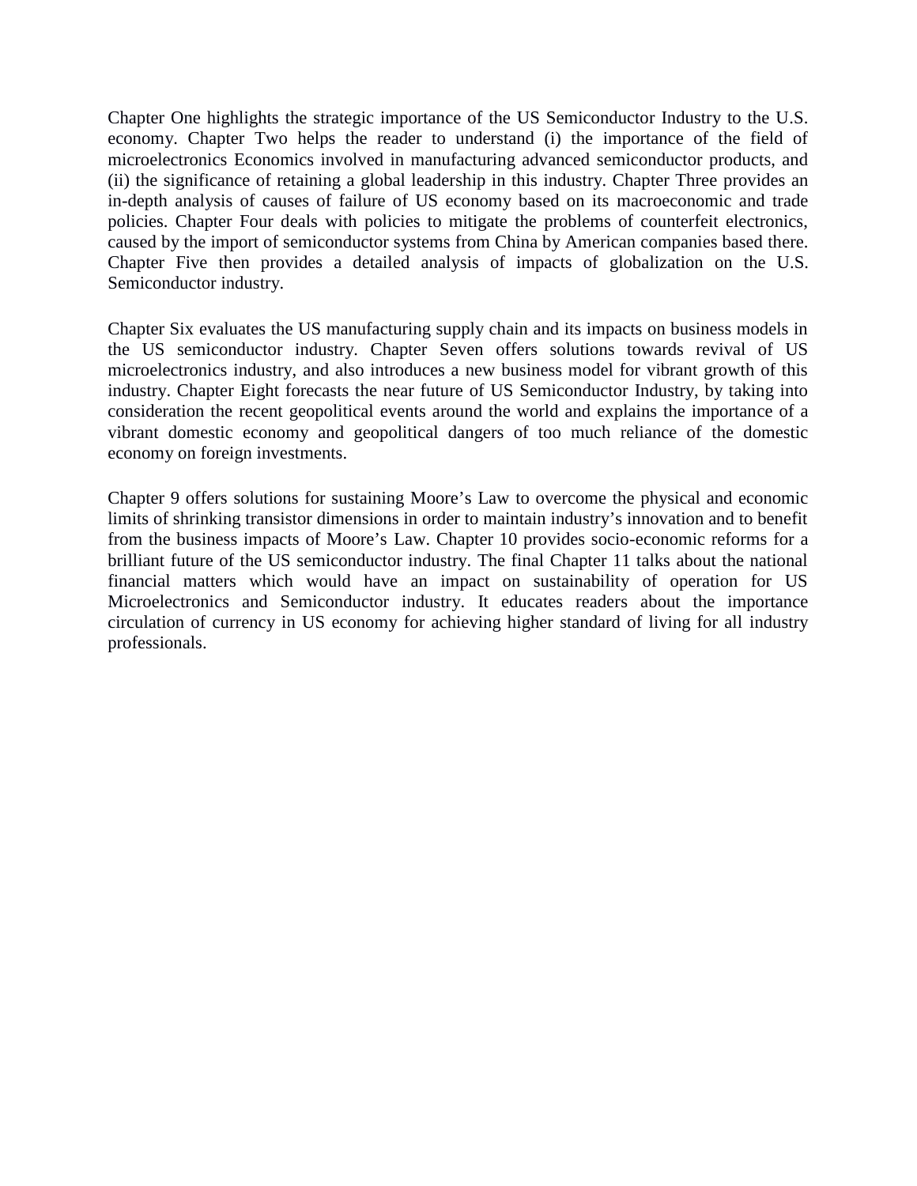Chapter One highlights the strategic importance of the US Semiconductor Industry to the U.S. economy. Chapter Two helps the reader to understand (i) the importance of the field of microelectronics Economics involved in manufacturing advanced semiconductor products, and (ii) the significance of retaining a global leadership in this industry. Chapter Three provides an in-depth analysis of causes of failure of US economy based on its macroeconomic and trade policies. Chapter Four deals with policies to mitigate the problems of counterfeit electronics, caused by the import of semiconductor systems from China by American companies based there. Chapter Five then provides a detailed analysis of impacts of globalization on the U.S. Semiconductor industry.

Chapter Six evaluates the US manufacturing supply chain and its impacts on business models in the US semiconductor industry. Chapter Seven offers solutions towards revival of US microelectronics industry, and also introduces a new business model for vibrant growth of this industry. Chapter Eight forecasts the near future of US Semiconductor Industry, by taking into consideration the recent geopolitical events around the world and explains the importance of a vibrant domestic economy and geopolitical dangers of too much reliance of the domestic economy on foreign investments.

Chapter 9 offers solutions for sustaining Moore's Law to overcome the physical and economic limits of shrinking transistor dimensions in order to maintain industry's innovation and to benefit from the business impacts of Moore's Law. Chapter 10 provides socio-economic reforms for a brilliant future of the US semiconductor industry. The final Chapter 11 talks about the national financial matters which would have an impact on sustainability of operation for US Microelectronics and Semiconductor industry. It educates readers about the importance circulation of currency in US economy for achieving higher standard of living for all industry professionals.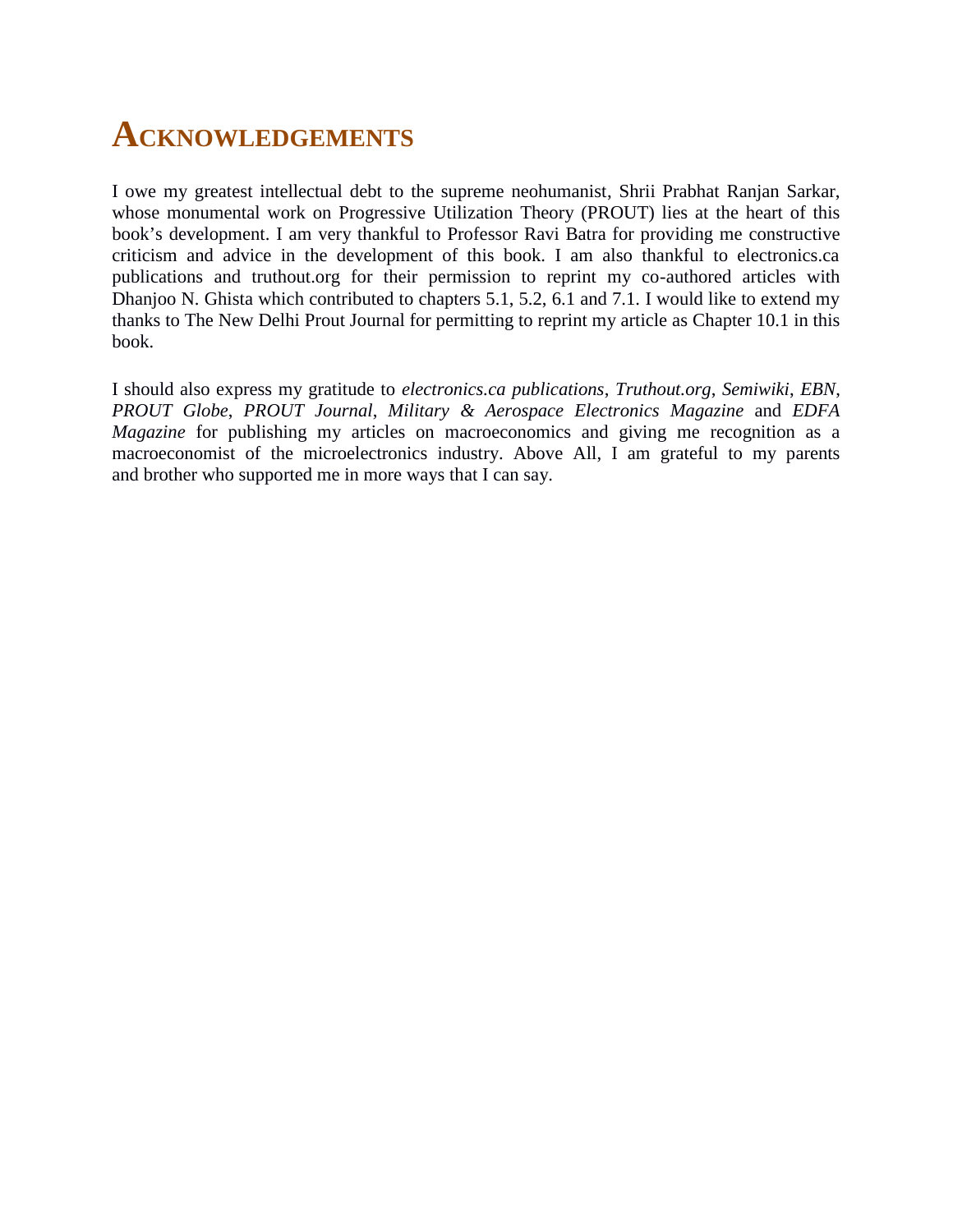# ACKNOWLEDGEMENTS

I owe my greatest intellectual debt to the supreme neohumanist, Shrii Prabhat Ranjan Sarkar, whose monumental work on Progressive Utilization Theory (PROUT) lies at the heart of this book's development. I am very thankful to Professor Ravi Batra for providing me constructive criticism and advice in the development of this book. I am also thankful to electronics.ca publications and truthout.org for their permission to reprint my co-authored articles with Dhanjoo N. Ghista which contributed to chapters 5.1, 5.2, 6.1 and 7.1. I would like to extend my thanks to The New Delhi Prout Journal for permitting to reprint my article as Chapter 10.1 in this book.

I should also express my gratitude to *electronics.ca publications*, *Truthout.org*, *Semiwiki*, *EBN*, *PROUT Globe*, *PROUT Journal*, *Military & Aerospace Electronics Magazine* and *EDFA Magazine* for publishing my articles on macroeconomics and giving me recognition as a macroeconomist of the microelectronics industry. Above All, I am grateful to my parents and brother who supported me in more ways that I can say.